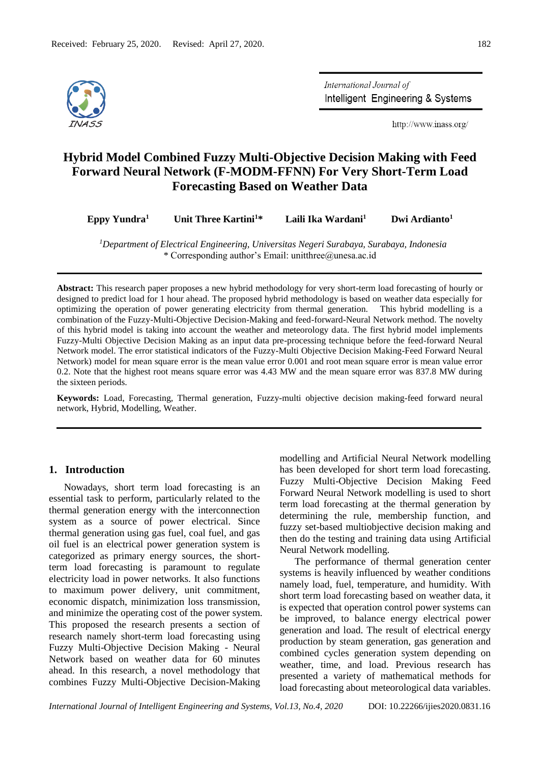Received: February 25, 2020. Revised: April 27, 2020.

# Hybrid Model Combined Fuzzy Multi-Objective Decision Making with Feed Forward Neural Network (F-MODM-FFNN) For Very Short-Term Load Forecasting Based on Weather Data

**Eppy Yundra[1]** **Unit Three Kartini[1]*** **Laili Ika Wardani[1]** **Dwi Ardianto[1]**

[1]*Department of Electrical Engineering, Universitas Negeri Surabaya, Surabaya, Indonesia*
\* Corresponding author's Email: unitthree@unesa.ac.id

**Abstract:** This research paper proposes a new hybrid methodology for very short-term load forecasting of hourly or designed to predict load for 1 hour ahead. The proposed hybrid methodology is based on weather data especially for optimizing the operation of power generating electricity from thermal generation. This hybrid modelling is a combination of the Fuzzy-Multi-Objective Decision-Making and feed-forward-Neural Network method. The novelty of this hybrid model is taking into account the weather and meteorology data. The first hybrid model implements Fuzzy-Multi Objective Decision Making as an input data pre-processing technique before the feed-forward Neural Network model. The error statistical indicators of the Fuzzy-Multi Objective Decision Making-Feed Forward Neural Network) model for mean square error is the mean value error 0.001 and root mean square error is mean value error 0.2. Note that the highest root means square error was 4.43 MW and the mean square error was 837.8 MW during the sixteen periods.

**Keywords:** Load, Forecasting, Thermal generation, Fuzzy-multi objective decision making-feed forward neural network, Hybrid, Modelling, Weather.

## 1. Introduction

Nowadays, short term load forecasting is an essential task to perform, particularly related to the thermal generation energy with the interconnection system as a source of power electrical. Since thermal generation using gas fuel, coal fuel, and gas oil fuel is an electrical power generation system is categorized as primary energy sources, the short-term load forecasting is paramount to regulate electricity load in power networks. It also functions to maximum power delivery, unit commitment, economic dispatch, minimization loss transmission, and minimize the operating cost of the power system. This proposed the research presents a section of research namely short-term load forecasting using Fuzzy Multi-Objective Decision Making - Neural Network based on weather data for 60 minutes ahead. In this research, a novel methodology that combines Fuzzy Multi-Objective Decision-Making modelling and Artificial Neural Network modelling has been developed for short term load forecasting. Fuzzy Multi-Objective Decision Making Feed Forward Neural Network modelling is used to short term load forecasting at the thermal generation by determining the rule, membership function, and fuzzy set-based multiobjective decision making and then do the testing and training data using Artificial Neural Network modelling.

The performance of thermal generation center systems is heavily influenced by weather conditions namely load, fuel, temperature, and humidity. With short term load forecasting based on weather data, it is expected that operation control power systems can be improved, to balance energy electrical power generation and load. The result of electrical energy production by steam generation, gas generation and combined cycles generation system depending on weather, time, and load. Previous research has presented a variety of mathematical methods for load forecasting about meteorological data variables.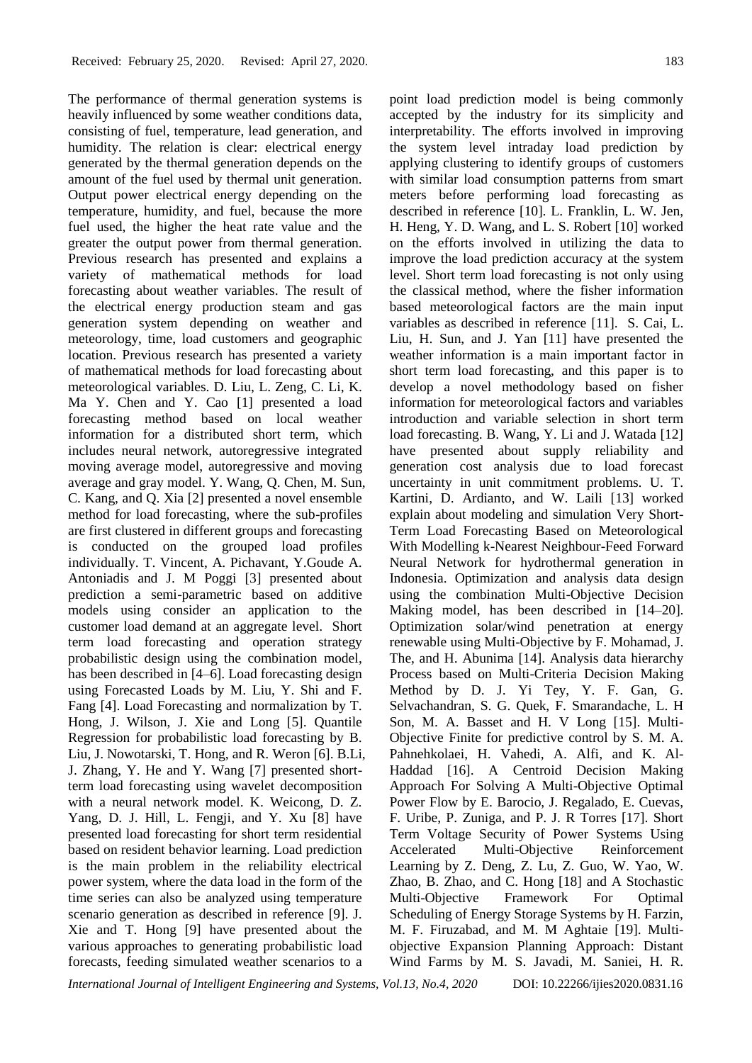The performance of thermal generation systems is heavily influenced by some weather conditions data, consisting of fuel, temperature, lead generation, and humidity. The relation is clear: electrical energy generated by the thermal generation depends on the amount of the fuel used by thermal unit generation. Output power electrical energy depending on the temperature, humidity, and fuel, because the more fuel used, the higher the heat rate value and the greater the output power from thermal generation. Previous research has presented and explains a variety of mathematical methods for load forecasting about weather variables. The result of the electrical energy production steam and gas generation system depending on weather and meteorology, time, load customers and geographic location. Previous research has presented a variety of mathematical methods for load forecasting about meteorological variables. D. Liu, L. Zeng, C. Li, K. Ma Y. Chen and Y. Cao [1] presented a load forecasting method based on local weather information for a distributed short term, which includes neural network, autoregressive integrated moving average model, autoregressive and moving average and gray model. Y. Wang, Q. Chen, M. Sun, C. Kang, and Q. Xia [2] presented a novel ensemble method for load forecasting, where the sub-profiles are first clustered in different groups and forecasting is conducted on the grouped load profiles individually. T. Vincent, A. Pichavant, Y.Goude A. Antoniadis and J. M Poggi [3] presented about prediction a semi-parametric based on additive models using consider an application to the customer load demand at an aggregate level. Short term load forecasting and operation strategy probabilistic design using the combination model, has been described in [4–6]. Load forecasting design using Forecasted Loads by M. Liu, Y. Shi and F. Fang [4]. Load Forecasting and normalization by T. Hong, J. Wilson, J. Xie and Long [5]. Quantile Regression for probabilistic load forecasting by B. Liu, J. Nowotarski, T. Hong, and R. Weron [6]. B.Li, J. Zhang, Y. He and Y. Wang [7] presented short-term load forecasting using wavelet decomposition with a neural network model. K. Weicong, D. Z. Yang, D. J. Hill, L. Fengji, and Y. Xu [8] have presented load forecasting for short term residential based on resident behavior learning. Load prediction is the main problem in the reliability electrical power system, where the data load in the form of the time series can also be analyzed using temperature scenario generation as described in reference [9]. J. Xie and T. Hong [9] have presented about the various approaches to generating probabilistic load forecasts, feeding simulated weather scenarios to a point load prediction model is being commonly accepted by the industry for its simplicity and interpretability. The efforts involved in improving the system level intraday load prediction by applying clustering to identify groups of customers with similar load consumption patterns from smart meters before performing load forecasting as described in reference [10]. L. Franklin, L. W. Jen, H. Heng, Y. D. Wang, and L. S. Robert [10] worked on the efforts involved in utilizing the data to improve the load prediction accuracy at the system level. Short term load forecasting is not only using the classical method, where the fisher information based meteorological factors are the main input variables as described in reference [11]. S. Cai, L. Liu, H. Sun, and J. Yan [11] have presented the weather information is a main important factor in short term load forecasting, and this paper is to develop a novel methodology based on fisher information for meteorological factors and variables introduction and variable selection in short term load forecasting. B. Wang, Y. Li and J. Watada [12] have presented about supply reliability and generation cost analysis due to load forecast uncertainty in unit commitment problems. U. T. Kartini, D. Ardianto, and W. Laili [13] worked explain about modeling and simulation Very Short-Term Load Forecasting Based on Meteorological With Modelling k-Nearest Neighbour-Feed Forward Neural Network for hydrothermal generation in Indonesia. Optimization and analysis data design using the combination Multi-Objective Decision Making model, has been described in [14–20]. Optimization solar/wind penetration at energy renewable using Multi-Objective by F. Mohamad, J. The, and H. Abunima [14]. Analysis data hierarchy Process based on Multi-Criteria Decision Making Method by D. J. Yi Tey, Y. F. Gan, G. Selvachandran, S. G. Quek, F. Smarandache, L. H Son, M. A. Basset and H. V Long [15]. Multi-Objective Finite for predictive control by S. M. A. Pahnehkolaei, H. Vahedi, A. Alfi, and K. Al-Haddad [16]. A Centroid Decision Making Approach For Solving A Multi-Objective Optimal Power Flow by E. Barocio, J. Regalado, E. Cuevas, F. Uribe, P. Zuniga, and P. J. R Torres [17]. Short Term Voltage Security of Power Systems Using Accelerated Multi-Objective Reinforcement Learning by Z. Deng, Z. Lu, Z. Guo, W. Yao, W. Zhao, B. Zhao, and C. Hong [18] and A Stochastic Multi-Objective Framework For Optimal Scheduling of Energy Storage Systems by H. Farzin, M. F. Firuzabad, and M. M Aghtaie [19]. Multi-objective Expansion Planning Approach: Distant Wind Farms by M. S. Javadi, M. Saniei, H. R.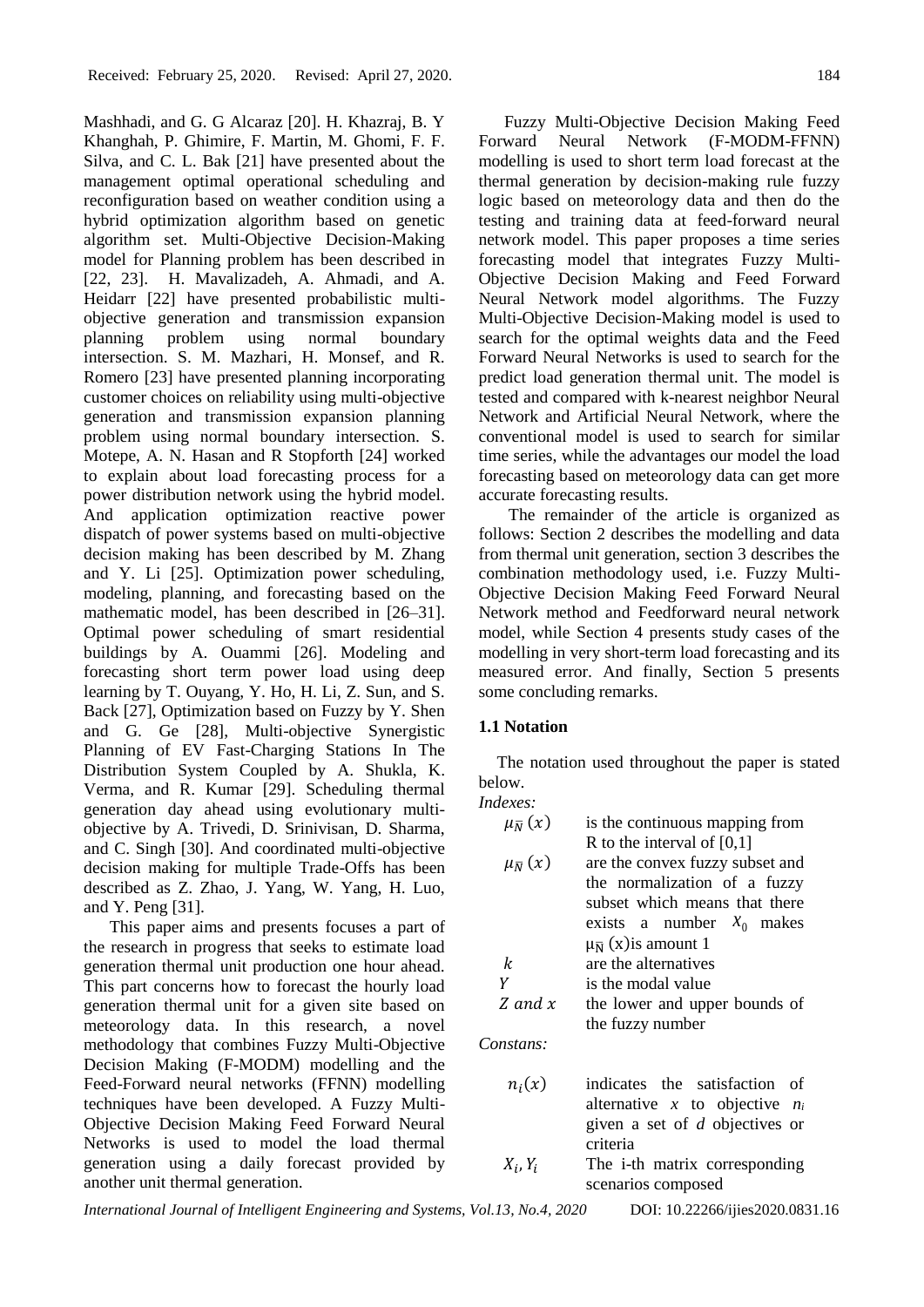Mashhadi, and G. G Alcaraz [20]. H. Khazraj, B. Y Khanghah, P. Ghimire, F. Martin, M. Ghomi, F. F. Silva, and C. L. Bak [21] have presented about the management optimal operational scheduling and reconfiguration based on weather condition using a hybrid optimization algorithm based on genetic algorithm set. Multi-Objective Decision-Making model for Planning problem has been described in [22, 23]. H. Mavalizadeh, A. Ahmadi, and A. Heidarr [22] have presented probabilistic multi-objective generation and transmission expansion planning problem using normal boundary intersection. S. M. Mazhari, H. Monsef, and R. Romero [23] have presented planning incorporating customer choices on reliability using multi-objective generation and transmission expansion planning problem using normal boundary intersection. S. Motepe, A. N. Hasan and R Stopforth [24] worked to explain about load forecasting process for a power distribution network using the hybrid model. And application optimization reactive power dispatch of power systems based on multi-objective decision making has been described by M. Zhang and Y. Li [25]. Optimization power scheduling, modeling, planning, and forecasting based on the mathematic model, has been described in [26–31]. Optimal power scheduling of smart residential buildings by A. Ouammi [26]. Modeling and forecasting short term power load using deep learning by T. Ouyang, Y. Ho, H. Li, Z. Sun, and S. Back [27], Optimization based on Fuzzy by Y. Shen and G. Ge [28], Multi-objective Synergistic Planning of EV Fast-Charging Stations In The Distribution System Coupled by A. Shukla, K. Verma, and R. Kumar [29]. Scheduling thermal generation day ahead using evolutionary multi-objective by A. Trivedi, D. Srinivisan, D. Sharma, and C. Singh [30]. And coordinated multi-objective decision making for multiple Trade-Offs has been described as Z. Zhao, J. Yang, W. Yang, H. Luo, and Y. Peng [31].

This paper aims and presents focuses a part of the research in progress that seeks to estimate load generation thermal unit production one hour ahead. This part concerns how to forecast the hourly load generation thermal unit for a given site based on meteorology data. In this research, a novel methodology that combines Fuzzy Multi-Objective Decision Making (F-MODM) modelling and the Feed-Forward neural networks (FFNN) modelling techniques have been developed. A Fuzzy Multi-Objective Decision Making Feed Forward Neural Networks is used to model the load thermal generation using a daily forecast provided by another unit thermal generation.

Fuzzy Multi-Objective Decision Making Feed Forward Neural Network (F-MODM-FFNN) modelling is used to short term load forecast at the thermal generation by decision-making rule fuzzy logic based on meteorology data and then do the testing and training data at feed-forward neural network model. This paper proposes a time series forecasting model that integrates Fuzzy Multi-Objective Decision Making and Feed Forward Neural Network model algorithms. The Fuzzy Multi-Objective Decision-Making model is used to search for the optimal weights data and the Feed Forward Neural Networks is used to search for the predict load generation thermal unit. The model is tested and compared with k-nearest neighbor Neural Network and Artificial Neural Network, where the conventional model is used to search for similar time series, while the advantages our model the load forecasting based on meteorology data can get more accurate forecasting results.

The remainder of the article is organized as follows: Section 2 describes the modelling and data from thermal unit generation, section 3 describes the combination methodology used, i.e. Fuzzy Multi-Objective Decision Making Feed Forward Neural Network method and Feedforward neural network model, while Section 4 presents study cases of the modelling in very short-term load forecasting and its measured error. And finally, Section 5 presents some concluding remarks.

### 1.1 Notation

The notation used throughout the paper is stated below.

*Indexes:*

| | |
|---|---|
| $\mu_{\bar{N}}(x)$ | is the continuous mapping from R to the interval of [0,1] |
| $\mu_{\bar{N}}(x)$ | are the convex fuzzy subset and the normalization of a fuzzy subset which means that there exists a number $X_0$ makes $\mu_{\bar{N}}(x)$is amount 1 |
| $k$ | are the alternatives |
| $Y$ | is the modal value |
| $Z$ and $x$ | the lower and upper bounds of the fuzzy number |

*Constans:*

| | |
|---|---|
| $n_i(x)$ | indicates the satisfaction of alternative $x$ to objective $n_i$ given a set of $d$ objectives or criteria |
| $X_i, Y_i$ | The i-th matrix corresponding scenarios composed |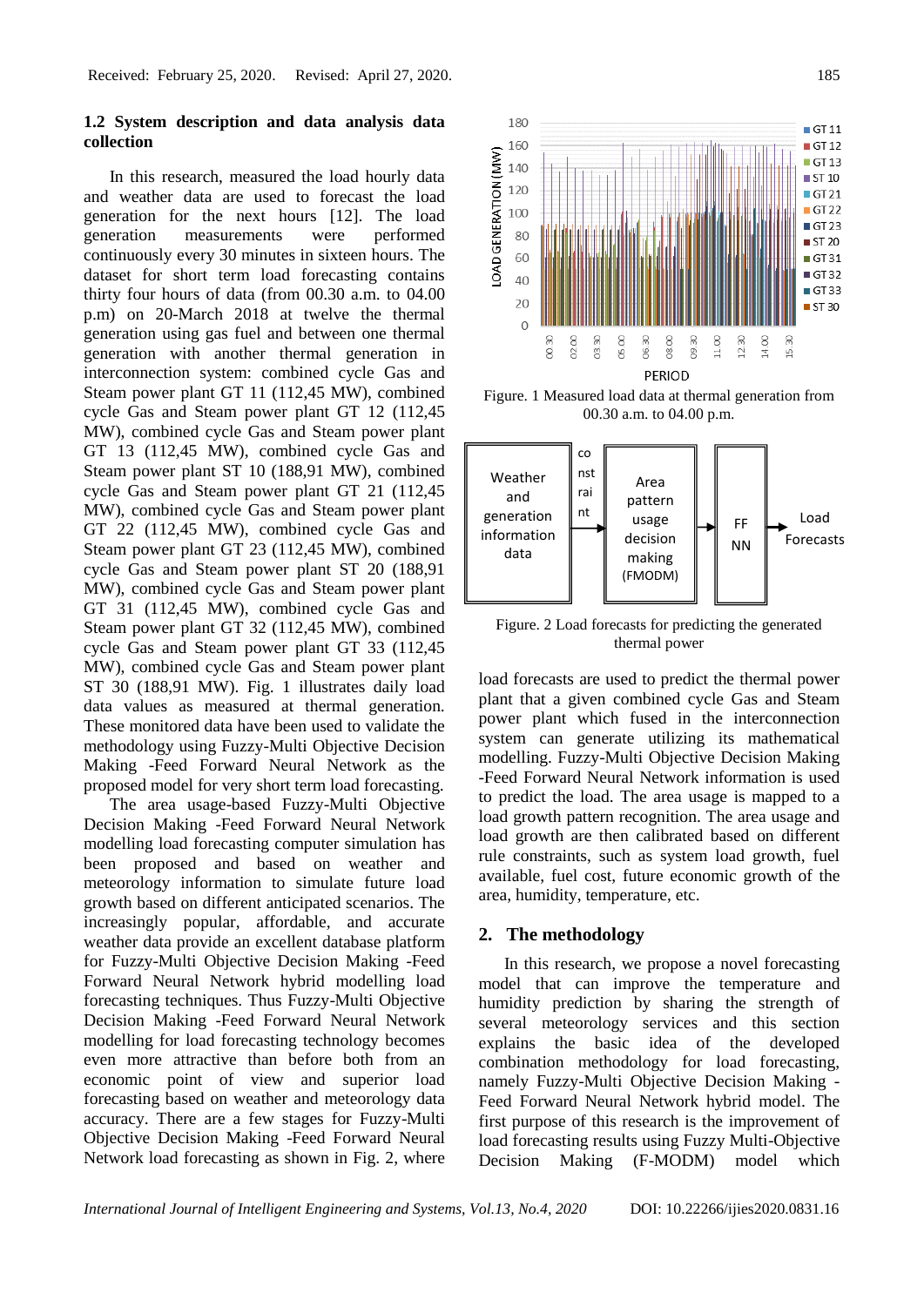Received: February 25, 2020. Revised: April 27, 2020.

### 1.2 System description and data analysis data collection

In this research, measured the load hourly data and weather data are used to forecast the load generation for the next hours [12]. The load generation measurements were performed continuously every 30 minutes in sixteen hours. The dataset for short term load forecasting contains thirty four hours of data (from 00.30 a.m. to 04.00 p.m) on 20-March 2018 at twelve the thermal generation using gas fuel and between one thermal generation with another thermal generation in interconnection system: combined cycle Gas and Steam power plant GT 11 (112,45 MW), combined cycle Gas and Steam power plant GT 12 (112,45 MW), combined cycle Gas and Steam power plant GT 13 (112,45 MW), combined cycle Gas and Steam power plant ST 10 (188,91 MW), combined cycle Gas and Steam power plant GT 21 (112,45 MW), combined cycle Gas and Steam power plant GT 22 (112,45 MW), combined cycle Gas and Steam power plant GT 23 (112,45 MW), combined cycle Gas and Steam power plant ST 20 (188,91 MW), combined cycle Gas and Steam power plant GT 31 (112,45 MW), combined cycle Gas and Steam power plant GT 32 (112,45 MW), combined cycle Gas and Steam power plant GT 33 (112,45 MW), combined cycle Gas and Steam power plant ST 30 (188,91 MW). Fig. 1 illustrates daily load data values as measured at thermal generation. These monitored data have been used to validate the methodology using Fuzzy-Multi Objective Decision Making -Feed Forward Neural Network as the proposed model for very short term load forecasting.

The area usage-based Fuzzy-Multi Objective Decision Making -Feed Forward Neural Network modelling load forecasting computer simulation has been proposed and based on weather and meteorology information to simulate future load growth based on different anticipated scenarios. The increasingly popular, affordable, and accurate weather data provide an excellent database platform for Fuzzy-Multi Objective Decision Making -Feed Forward Neural Network hybrid modelling load forecasting techniques. Thus Fuzzy-Multi Objective Decision Making -Feed Forward Neural Network modelling for load forecasting technology becomes even more attractive than before both from an economic point of view and superior load forecasting based on weather and meteorology data accuracy. There are a few stages for Fuzzy-Multi Objective Decision Making -Feed Forward Neural Network load forecasting as shown in Fig. 2, where

Figure. 1 Measured load data at thermal generation from 00.30 a.m. to 04.00 p.m.

Figure. 2 Load forecasts for predicting the generated thermal power

load forecasts are used to predict the thermal power plant that a given combined cycle Gas and Steam power plant which fused in the interconnection system can generate utilizing its mathematical modelling. Fuzzy-Multi Objective Decision Making -Feed Forward Neural Network information is used to predict the load. The area usage is mapped to a load growth pattern recognition. The area usage and load growth are then calibrated based on different rule constraints, such as system load growth, fuel available, fuel cost, future economic growth of the area, humidity, temperature, etc.

## 2. The methodology

In this research, we propose a novel forecasting model that can improve the temperature and humidity prediction by sharing the strength of several meteorology services and this section explains the basic idea of the developed combination methodology for load forecasting, namely Fuzzy-Multi Objective Decision Making - Feed Forward Neural Network hybrid model. The first purpose of this research is the improvement of load forecasting results using Fuzzy Multi-Objective Decision Making (F-MODM) model which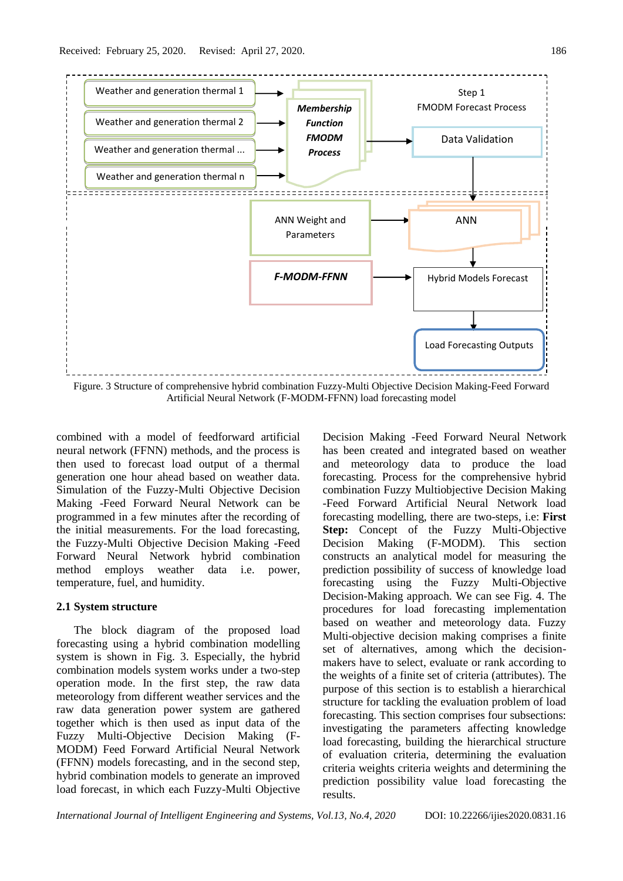Figure. 3 Structure of comprehensive hybrid combination Fuzzy-Multi Objective Decision Making-Feed Forward Artificial Neural Network (F-MODM-FFNN) load forecasting model

combined with a model of feedforward artificial neural network (FFNN) methods, and the process is then used to forecast load output of a thermal generation one hour ahead based on weather data. Simulation of the Fuzzy-Multi Objective Decision Making -Feed Forward Neural Network can be programmed in a few minutes after the recording of the initial measurements. For the load forecasting, the Fuzzy-Multi Objective Decision Making -Feed Forward Neural Network hybrid combination method employs weather data i.e. power, temperature, fuel, and humidity.

### 2.1 System structure

The block diagram of the proposed load forecasting using a hybrid combination modelling system is shown in Fig. 3. Especially, the hybrid combination models system works under a two-step operation mode. In the first step, the raw data meteorology from different weather services and the raw data generation power system are gathered together which is then used as input data of the Fuzzy Multi-Objective Decision Making (F-MODM) Feed Forward Artificial Neural Network (FFNN) models forecasting, and in the second step, hybrid combination models to generate an improved load forecast, in which each Fuzzy-Multi Objective Decision Making -Feed Forward Neural Network has been created and integrated based on weather and meteorology data to produce the load forecasting. Process for the comprehensive hybrid combination Fuzzy Multiobjective Decision Making -Feed Forward Artificial Neural Network load forecasting modelling, there are two-steps, i.e: **First Step:** Concept of the Fuzzy Multi-Objective Decision Making (F-MODM). This section constructs an analytical model for measuring the prediction possibility of success of knowledge load forecasting using the Fuzzy Multi-Objective Decision-Making approach. We can see Fig. 4. The procedures for load forecasting implementation based on weather and meteorology data. Fuzzy Multi-objective decision making comprises a finite set of alternatives, among which the decision-makers have to select, evaluate or rank according to the weights of a finite set of criteria (attributes). The purpose of this section is to establish a hierarchical structure for tackling the evaluation problem of load forecasting. This section comprises four subsections: investigating the parameters affecting knowledge load forecasting, building the hierarchical structure of evaluation criteria, determining the evaluation criteria weights criteria weights and determining the prediction possibility value load forecasting the results.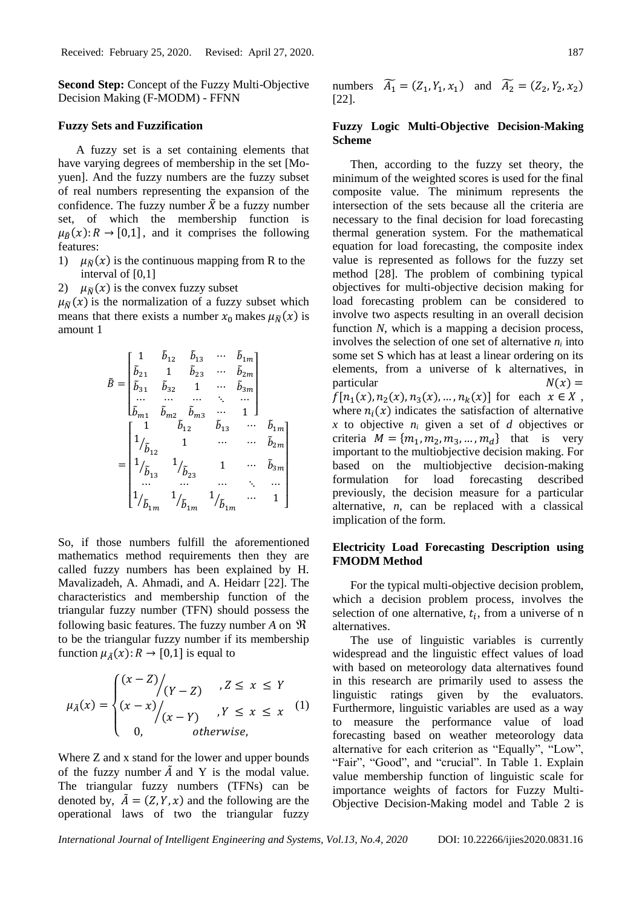**Second Step:** Concept of the Fuzzy Multi-Objective Decision Making (F-MODM) - FFNN

#### Fuzzy Sets and Fuzzification

A fuzzy set is a set containing elements that have varying degrees of membership in the set [Mo-yuen]. And the fuzzy numbers are the fuzzy subset of real numbers representing the expansion of the confidence. The fuzzy number $\tilde{X}$ be a fuzzy number set, of which the membership function is $\mu_{\tilde{B}}(x): R \rightarrow [0,1]$, and it comprises the following features:

1) $\mu_{\tilde{N}}(x)$ is the continuous mapping from R to the interval of [0,1]
2) $\mu_{\tilde{N}}(x)$ is the convex fuzzy subset

$\mu_{\tilde{N}}(x)$ is the normalization of a fuzzy subset which means that there exists a number $x_0$ makes $\mu_{\tilde{N}}(x)$ is amount 1

$$\tilde{B} = \begin{bmatrix} 1 & \tilde{b}_{12} & \tilde{b}_{13} & \cdots & \tilde{b}_{1m} \\ \tilde{b}_{21} & 1 & \tilde{b}_{23} & \cdots & \tilde{b}_{2m} \\ \tilde{b}_{31} & \tilde{b}_{32} & 1 & \cdots & \tilde{b}_{3m} \\ \cdots & \cdots & \cdots & \ddots & \cdots \\ \tilde{b}_{m1} & \tilde{b}_{m2} & \tilde{b}_{m3} & \cdots & 1 \end{bmatrix} = \begin{bmatrix} 1 & \tilde{b}_{12} & \tilde{b}_{13} & \cdots & \tilde{b}_{1m} \\ 1/_{\tilde{b}_{12}} & 1 & \cdots & \cdots & \tilde{b}_{2m} \\ 1/_{\tilde{b}_{13}} & 1/_{\tilde{b}_{23}} & 1 & \cdots & \tilde{b}_{3m} \\ \cdots & \cdots & \cdots & \ddots & \cdots \\ 1/_{\tilde{b}_{1m}} & 1/_{\tilde{b}_{1m}} & 1/_{\tilde{b}_{1m}} & \cdots & 1 \end{bmatrix}$$

So, if those numbers fulfill the aforementioned mathematics method requirements then they are called fuzzy numbers has been explained by H. Mavalizadeh, A. Ahmadi, and A. Heidarr [22]. The characteristics and membership function of the triangular fuzzy number (TFN) should possess the following basic features. The fuzzy number $A$ on $\Re$ to be the triangular fuzzy number if its membership function $\mu_{\tilde{A}}(x): R \rightarrow [0,1]$ is equal to

$$\mu_{\tilde{A}}(x) = \begin{cases} (x-Z)\Big/(Y-Z) & , Z \leq x \leq Y \\ (x-x)\Big/(x-Y) & , Y \leq x \leq x \\ 0, & otherwise, \end{cases} \quad (1)$$

Where Z and x stand for the lower and upper bounds of the fuzzy number $\tilde{A}$ and Y is the modal value. The triangular fuzzy numbers (TFNs) can be denoted by, $\tilde{A} = (Z, Y, x)$ and the following are the operational laws of two the triangular fuzzy numbers $\widetilde{A_1} = (Z_1, Y_1, x_1)$ and $\widetilde{A_2} = (Z_2, Y_2, x_2)$ [22].

#### Fuzzy Logic Multi-Objective Decision-Making Scheme

Then, according to the fuzzy set theory, the minimum of the weighted scores is used for the final composite value. The minimum represents the intersection of the sets because all the criteria are necessary to the final decision for load forecasting thermal generation system. For the mathematical equation for load forecasting, the composite index value is represented as follows for the fuzzy set method [28]. The problem of combining typical objectives for multi-objective decision making for load forecasting problem can be considered to involve two aspects resulting in an overall decision function *N*, which is a mapping a decision process, involves the selection of one set of alternative $n_i$ into some set S which has at least a linear ordering on its elements, from a universe of k alternatives, in particular $N(x) = f[n_1(x), n_2(x), n_3(x), \ldots, n_k(x)]$ for each $x \in X$, where $n_i(x)$ indicates the satisfaction of alternative $x$ to objective $n_i$ given a set of $d$ objectives or criteria $M = \{m_1, m_2, m_3, \ldots, m_d\}$ that is very important to the multiobjective decision making. For based on the multiobjective decision-making formulation for load forecasting described previously, the decision measure for a particular alternative, *n*, can be replaced with a classical implication of the form.

#### Electricity Load Forecasting Description using FMODM Method

For the typical multi-objective decision problem, which a decision problem process, involves the selection of one alternative, $t_i$, from a universe of n alternatives.

The use of linguistic variables is currently widespread and the linguistic effect values of load with based on meteorology data alternatives found in this research are primarily used to assess the linguistic ratings given by the evaluators. Furthermore, linguistic variables are used as a way to measure the performance value of load forecasting based on weather meteorology data alternative for each criterion as "Equally", "Low", "Fair", "Good", and "crucial". In Table 1. Explain value membership function of linguistic scale for importance weights of factors for Fuzzy Multi-Objective Decision-Making model and Table 2 is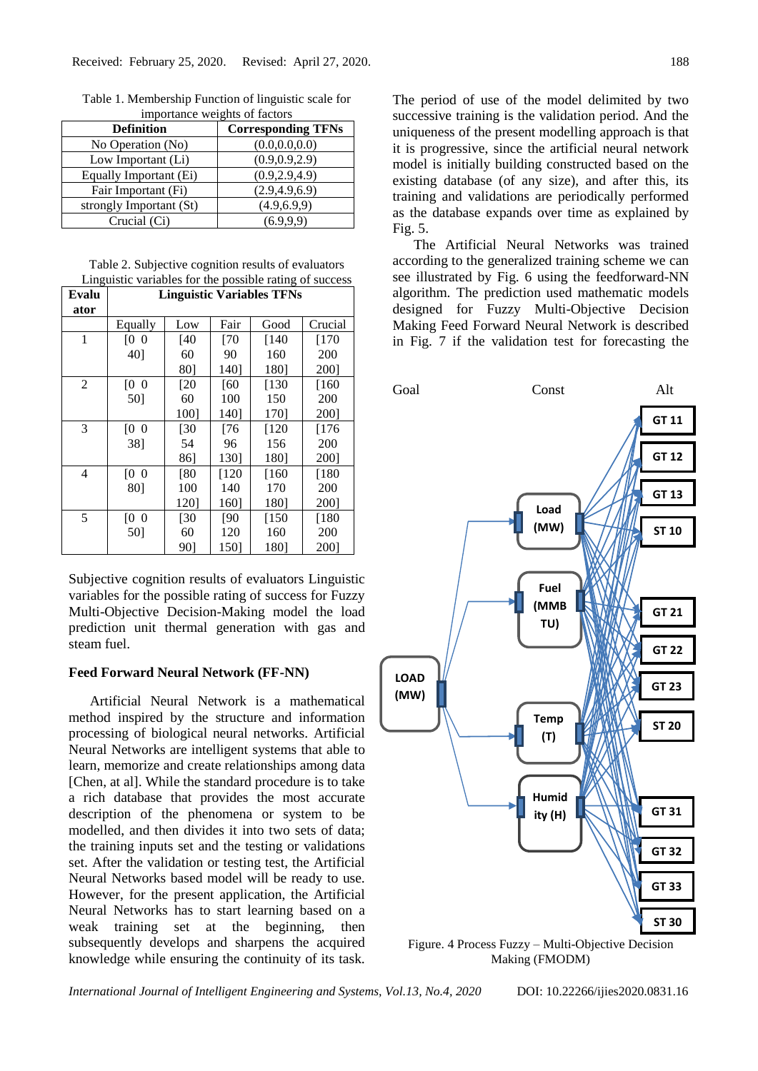Table 1. Membership Function of linguistic scale for importance weights of factors

| Definition | Corresponding TFNs |
|---|---|
| No Operation (No) | (0.0,0.0,0.0) |
| Low Important (Li) | (0.9,0.9,2.9) |
| Equally Important (Ei) | (0.9,2.9,4.9) |
| Fair Important (Fi) | (2.9,4.9,6.9) |
| strongly Important (St) | (4.9,6.9,9) |
| Crucial (Ci) | (6.9,9,9) |

Table 2. Subjective cognition results of evaluators Linguistic variables for the possible rating of success

| Evaluator | Linguistic Variables TFNs | | | | |
|---|---|---|---|---|---|
| | Equally | Low | Fair | Good | Crucial |
| 1 | [0 0 40] | [40 60 80] | [70 90 140] | [140 160 180] | [170 200 200] |
| 2 | [0 0 50] | [20 60 100] | [60 100 140] | [130 150 170] | [160 200 200] |
| 3 | [0 0 38] | [30 54 86] | [76 96 130] | [120 156 180] | [176 200 200] |
| 4 | [0 0 80] | [80 100 120] | [120 140 160] | [160 170 180] | [180 200 200] |
| 5 | [0 0 50] | [30 60 90] | [90 120 150] | [150 160 180] | [180 200 200] |

Subjective cognition results of evaluators Linguistic variables for the possible rating of success for Fuzzy Multi-Objective Decision-Making model the load prediction unit thermal generation with gas and steam fuel.

## Feed Forward Neural Network (FF-NN)

Artificial Neural Network is a mathematical method inspired by the structure and information processing of biological neural networks. Artificial Neural Networks are intelligent systems that able to learn, memorize and create relationships among data [Chen, at al]. While the standard procedure is to take a rich database that provides the most accurate description of the phenomena or system to be modelled, and then divides it into two sets of data; the training inputs set and the testing or validations set. After the validation or testing test, the Artificial Neural Networks based model will be ready to use. However, for the present application, the Artificial Neural Networks has to start learning based on a weak training set at the beginning, then subsequently develops and sharpens the acquired knowledge while ensuring the continuity of its task.

The period of use of the model delimited by two successive training is the validation period. And the uniqueness of the present modelling approach is that it is progressive, since the artificial neural network model is initially building constructed based on the existing database (of any size), and after this, its training and validations are periodically performed as the database expands over time as explained by Fig. 5.

The Artificial Neural Networks was trained according to the generalized training scheme we can see illustrated by Fig. 6 using the feedforward-NN algorithm. The prediction used mathematic models designed for Fuzzy Multi-Objective Decision Making Feed Forward Neural Network is described in Fig. 7 if the validation test for forecasting the

Figure. 4 Process Fuzzy – Multi-Objective Decision Making (FMODM)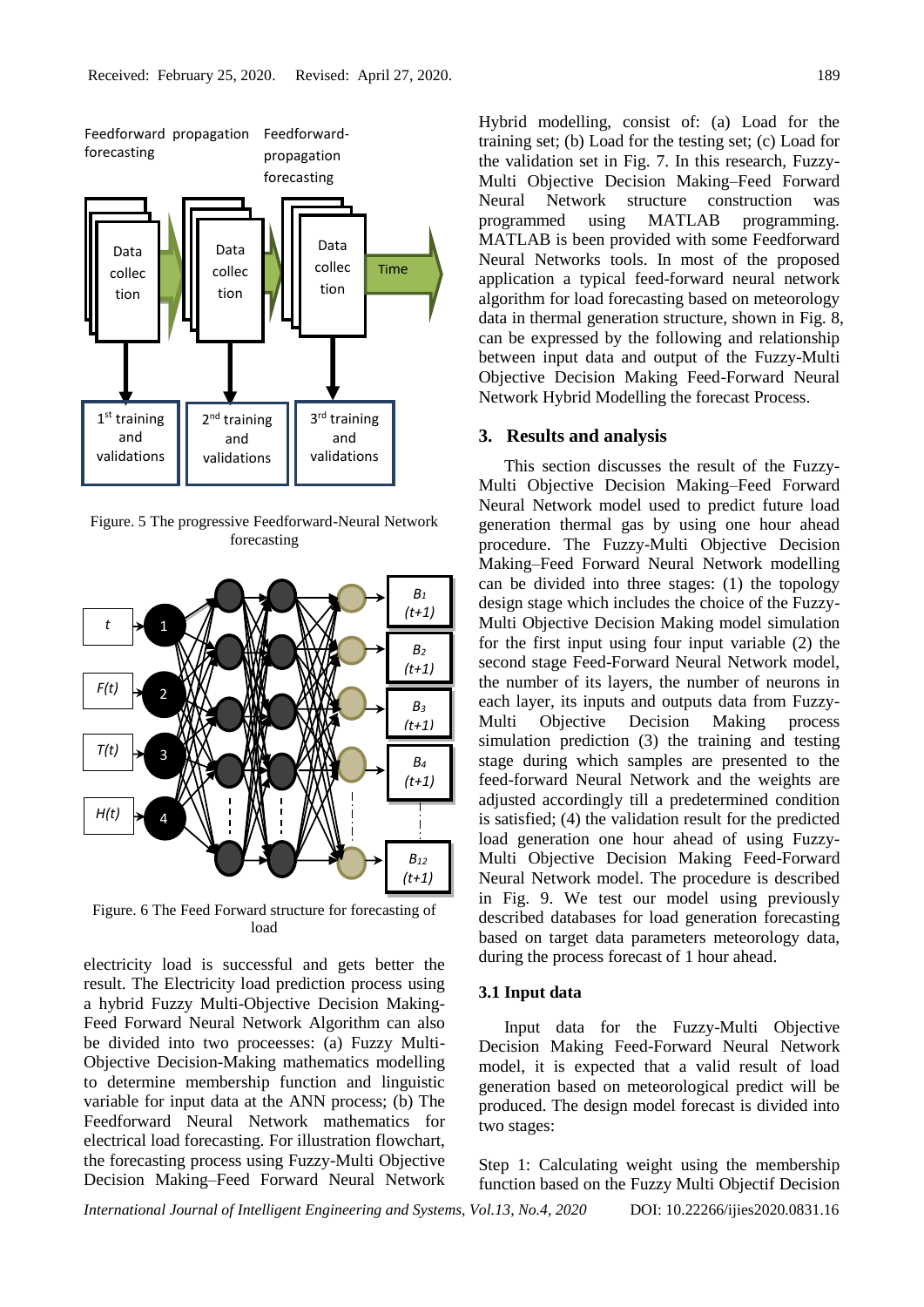Figure. 5 The progressive Feedforward-Neural Network forecasting

Figure. 6 The Feed Forward structure for forecasting of load

electricity load is successful and gets better the result. The Electricity load prediction process using a hybrid Fuzzy Multi-Objective Decision Making-Feed Forward Neural Network Algorithm can also be divided into two proceesses: (a) Fuzzy Multi-Objective Decision-Making mathematics modelling to determine membership function and linguistic variable for input data at the ANN process; (b) The Feedforward Neural Network mathematics for electrical load forecasting. For illustration flowchart, the forecasting process using Fuzzy-Multi Objective Decision Making–Feed Forward Neural Network Hybrid modelling, consist of: (a) Load for the training set; (b) Load for the testing set; (c) Load for the validation set in Fig. 7. In this research, Fuzzy-Multi Objective Decision Making–Feed Forward Neural Network structure construction was programmed using MATLAB programming. MATLAB is been provided with some Feedforward Neural Networks tools. In most of the proposed application a typical feed-forward neural network algorithm for load forecasting based on meteorology data in thermal generation structure, shown in Fig. 8, can be expressed by the following and relationship between input data and output of the Fuzzy-Multi Objective Decision Making Feed-Forward Neural Network Hybrid Modelling the forecast Process.

## 3. Results and analysis

This section discusses the result of the Fuzzy-Multi Objective Decision Making–Feed Forward Neural Network model used to predict future load generation thermal gas by using one hour ahead procedure. The Fuzzy-Multi Objective Decision Making–Feed Forward Neural Network modelling can be divided into three stages: (1) the topology design stage which includes the choice of the Fuzzy-Multi Objective Decision Making model simulation for the first input using four input variable (2) the second stage Feed-Forward Neural Network model, the number of its layers, the number of neurons in each layer, its inputs and outputs data from Fuzzy-Multi Objective Decision Making process simulation prediction (3) the training and testing stage during which samples are presented to the feed-forward Neural Network and the weights are adjusted accordingly till a predetermined condition is satisfied; (4) the validation result for the predicted load generation one hour ahead of using Fuzzy-Multi Objective Decision Making Feed-Forward Neural Network model. The procedure is described in Fig. 9. We test our model using previously described databases for load generation forecasting based on target data parameters meteorology data, during the process forecast of 1 hour ahead.

### 3.1 Input data

Input data for the Fuzzy-Multi Objective Decision Making Feed-Forward Neural Network model, it is expected that a valid result of load generation based on meteorological predict will be produced. The design model forecast is divided into two stages:

Step 1: Calculating weight using the membership function based on the Fuzzy Multi Objectif Decision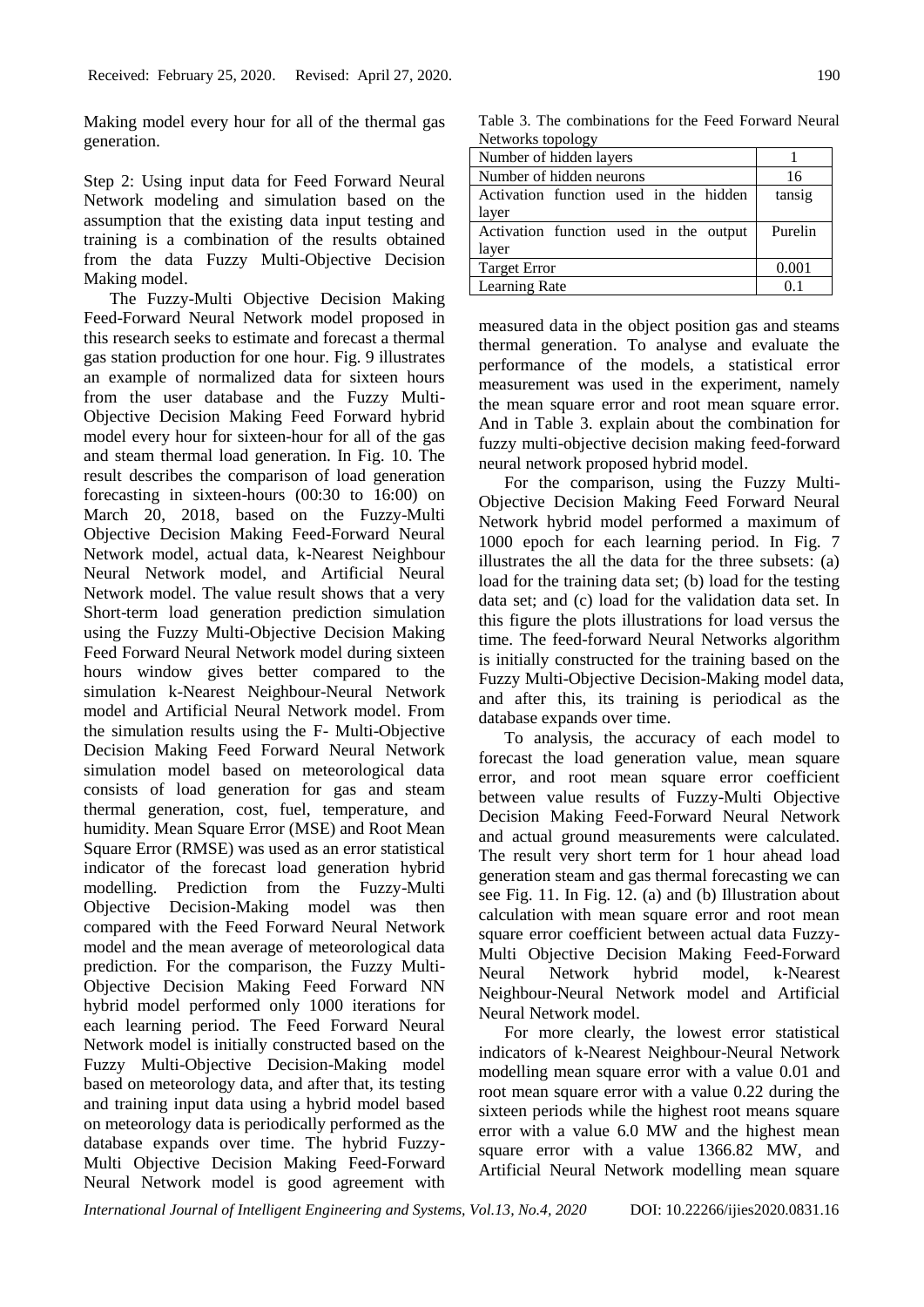Making model every hour for all of the thermal gas generation.

Step 2: Using input data for Feed Forward Neural Network modeling and simulation based on the assumption that the existing data input testing and training is a combination of the results obtained from the data Fuzzy Multi-Objective Decision Making model.

The Fuzzy-Multi Objective Decision Making Feed-Forward Neural Network model proposed in this research seeks to estimate and forecast a thermal gas station production for one hour. Fig. 9 illustrates an example of normalized data for sixteen hours from the user database and the Fuzzy Multi-Objective Decision Making Feed Forward hybrid model every hour for sixteen-hour for all of the gas and steam thermal load generation. In Fig. 10. The result describes the comparison of load generation forecasting in sixteen-hours (00:30 to 16:00) on March 20, 2018, based on the Fuzzy-Multi Objective Decision Making Feed-Forward Neural Network model, actual data, k-Nearest Neighbour Neural Network model, and Artificial Neural Network model. The value result shows that a very Short-term load generation prediction simulation using the Fuzzy Multi-Objective Decision Making Feed Forward Neural Network model during sixteen hours window gives better compared to the simulation k-Nearest Neighbour-Neural Network model and Artificial Neural Network model. From the simulation results using the F- Multi-Objective Decision Making Feed Forward Neural Network simulation model based on meteorological data consists of load generation for gas and steam thermal generation, cost, fuel, temperature, and humidity. Mean Square Error (MSE) and Root Mean Square Error (RMSE) was used as an error statistical indicator of the forecast load generation hybrid modelling. Prediction from the Fuzzy-Multi Objective Decision-Making model was then compared with the Feed Forward Neural Network model and the mean average of meteorological data prediction. For the comparison, the Fuzzy Multi-Objective Decision Making Feed Forward NN hybrid model performed only 1000 iterations for each learning period. The Feed Forward Neural Network model is initially constructed based on the Fuzzy Multi-Objective Decision-Making model based on meteorology data, and after that, its testing and training input data using a hybrid model based on meteorology data is periodically performed as the database expands over time. The hybrid Fuzzy-Multi Objective Decision Making Feed-Forward Neural Network model is good agreement with measured data in the object position gas and steams thermal generation. To analyse and evaluate the performance of the models, a statistical error measurement was used in the experiment, namely the mean square error and root mean square error. And in Table 3. explain about the combination for fuzzy multi-objective decision making feed-forward neural network proposed hybrid model.

Table 3. The combinations for the Feed Forward Neural Networks topology

| | |
|---|---|
| Number of hidden layers | 1 |
| Number of hidden neurons | 16 |
| Activation function used in the hidden layer | tansig |
| Activation function used in the output layer | Purelin |
| Target Error | 0.001 |
| Learning Rate | 0.1 |

For the comparison, using the Fuzzy Multi-Objective Decision Making Feed Forward Neural Network hybrid model performed a maximum of 1000 epoch for each learning period. In Fig. 7 illustrates the all the data for the three subsets: (a) load for the training data set; (b) load for the testing data set; and (c) load for the validation data set. In this figure the plots illustrations for load versus the time. The feed-forward Neural Networks algorithm is initially constructed for the training based on the Fuzzy Multi-Objective Decision-Making model data, and after this, its training is periodical as the database expands over time.

To analysis, the accuracy of each model to forecast the load generation value, mean square error, and root mean square error coefficient between value results of Fuzzy-Multi Objective Decision Making Feed-Forward Neural Network and actual ground measurements were calculated. The result very short term for 1 hour ahead load generation steam and gas thermal forecasting we can see Fig. 11. In Fig. 12. (a) and (b) Illustration about calculation with mean square error and root mean square error coefficient between actual data Fuzzy-Multi Objective Decision Making Feed-Forward Neural Network hybrid model, k-Nearest Neighbour-Neural Network model and Artificial Neural Network model.

For more clearly, the lowest error statistical indicators of k-Nearest Neighbour-Neural Network modelling mean square error with a value 0.01 and root mean square error with a value 0.22 during the sixteen periods while the highest root means square error with a value 6.0 MW and the highest mean square error with a value 1366.82 MW, and Artificial Neural Network modelling mean square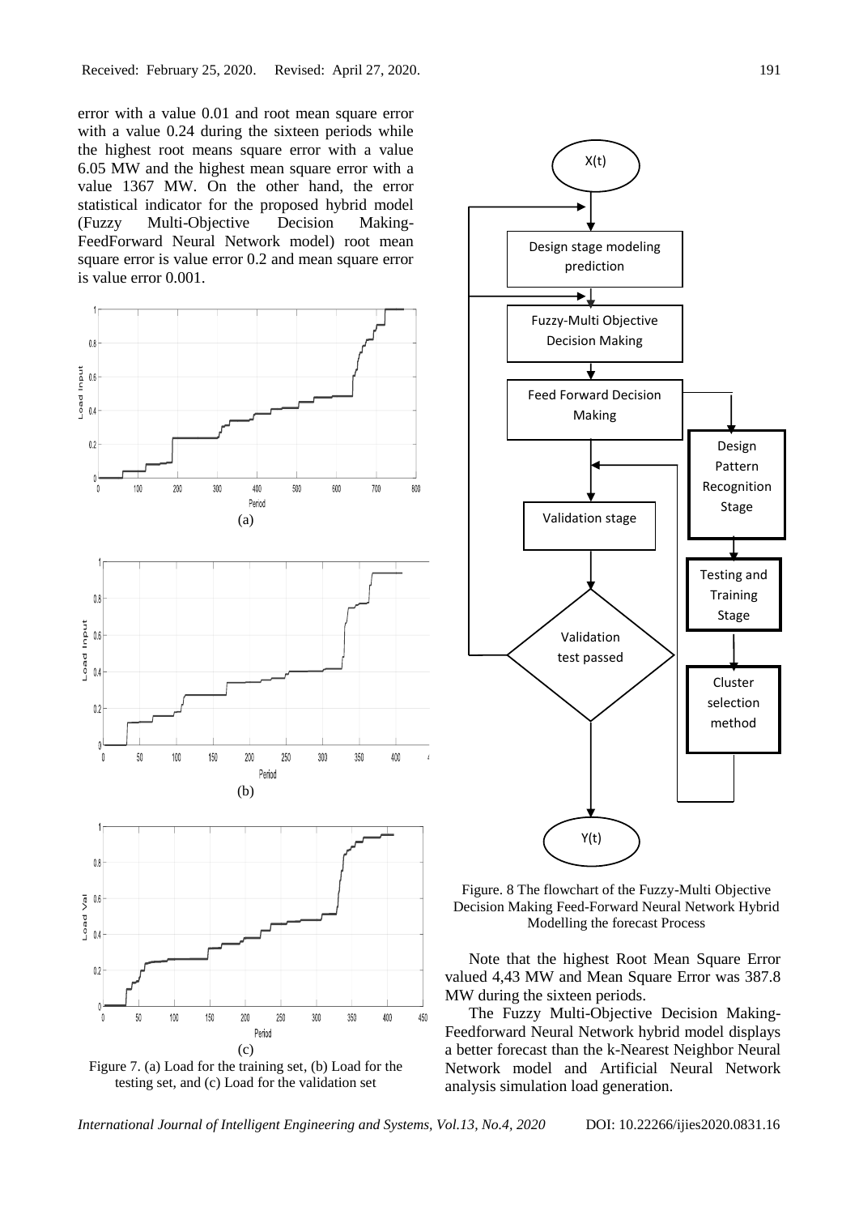error with a value 0.01 and root mean square error with a value 0.24 during the sixteen periods while the highest root means square error with a value 6.05 MW and the highest mean square error with a value 1367 MW. On the other hand, the error statistical indicator for the proposed hybrid model (Fuzzy Multi-Objective Decision Making-FeedForward Neural Network model) root mean square error is value error 0.2 and mean square error is value error 0.001.

Figure 7. (a) Load for the training set, (b) Load for the testing set, and (c) Load for the validation set

Figure. 8 The flowchart of the Fuzzy-Multi Objective Decision Making Feed-Forward Neural Network Hybrid Modelling the forecast Process

Note that the highest Root Mean Square Error valued 4,43 MW and Mean Square Error was 387.8 MW during the sixteen periods.

The Fuzzy Multi-Objective Decision Making-Feedforward Neural Network hybrid model displays a better forecast than the k-Nearest Neighbor Neural Network model and Artificial Neural Network analysis simulation load generation.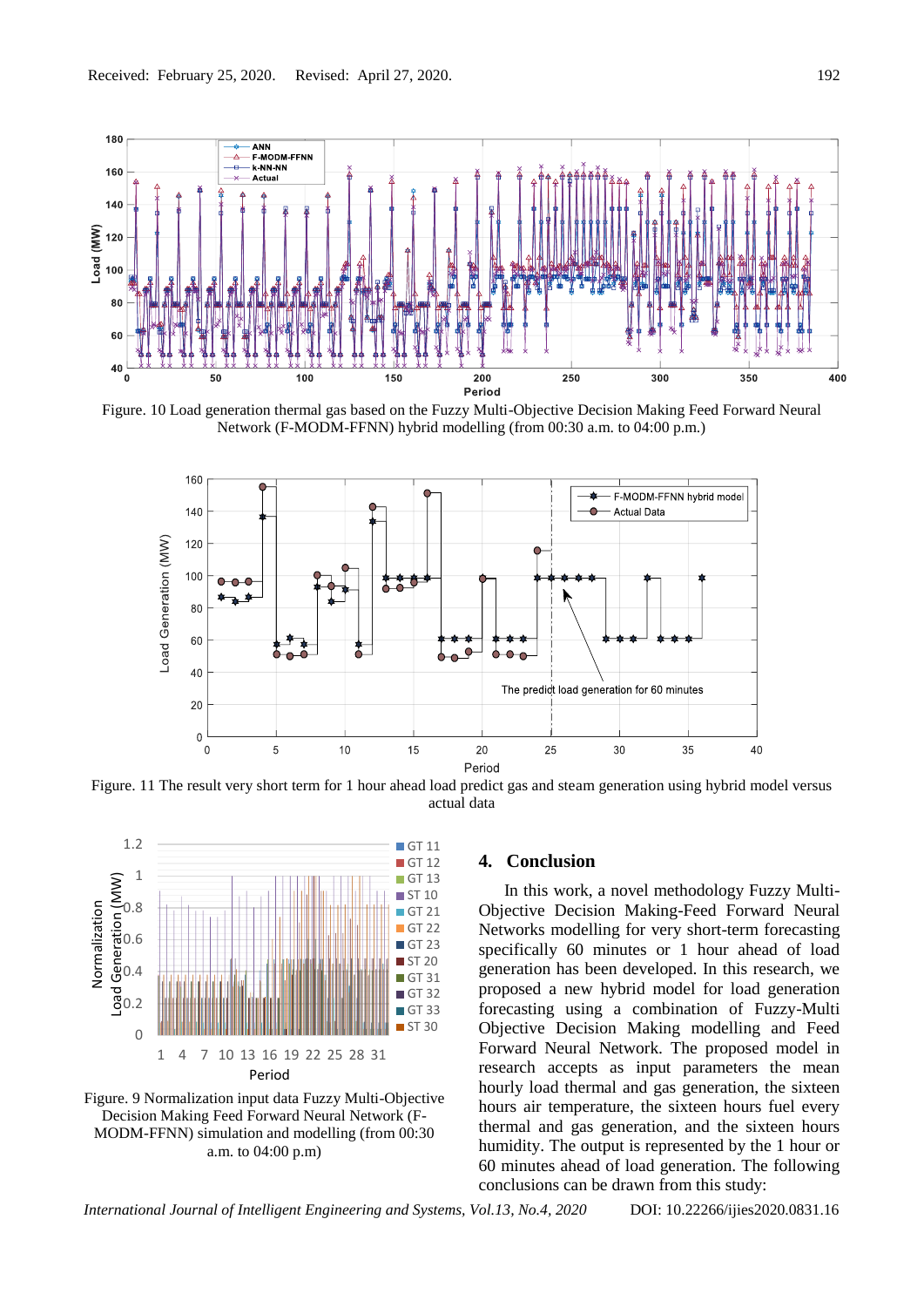Figure. 10 Load generation thermal gas based on the Fuzzy Multi-Objective Decision Making Feed Forward Neural Network (F-MODM-FFNN) hybrid modelling (from 00:30 a.m. to 04:00 p.m.)

Figure. 11 The result very short term for 1 hour ahead load predict gas and steam generation using hybrid model versus actual data

Figure. 9 Normalization input data Fuzzy Multi-Objective Decision Making Feed Forward Neural Network (F-MODM-FFNN) simulation and modelling (from 00:30 a.m. to 04:00 p.m)

## 4. Conclusion

In this work, a novel methodology Fuzzy Multi-Objective Decision Making-Feed Forward Neural Networks modelling for very short-term forecasting specifically 60 minutes or 1 hour ahead of load generation has been developed. In this research, we proposed a new hybrid model for load generation forecasting using a combination of Fuzzy-Multi Objective Decision Making modelling and Feed Forward Neural Network. The proposed model in research accepts as input parameters the mean hourly load thermal and gas generation, the sixteen hours air temperature, the sixteen hours fuel every thermal and gas generation, and the sixteen hours humidity. The output is represented by the 1 hour or 60 minutes ahead of load generation. The following conclusions can be drawn from this study: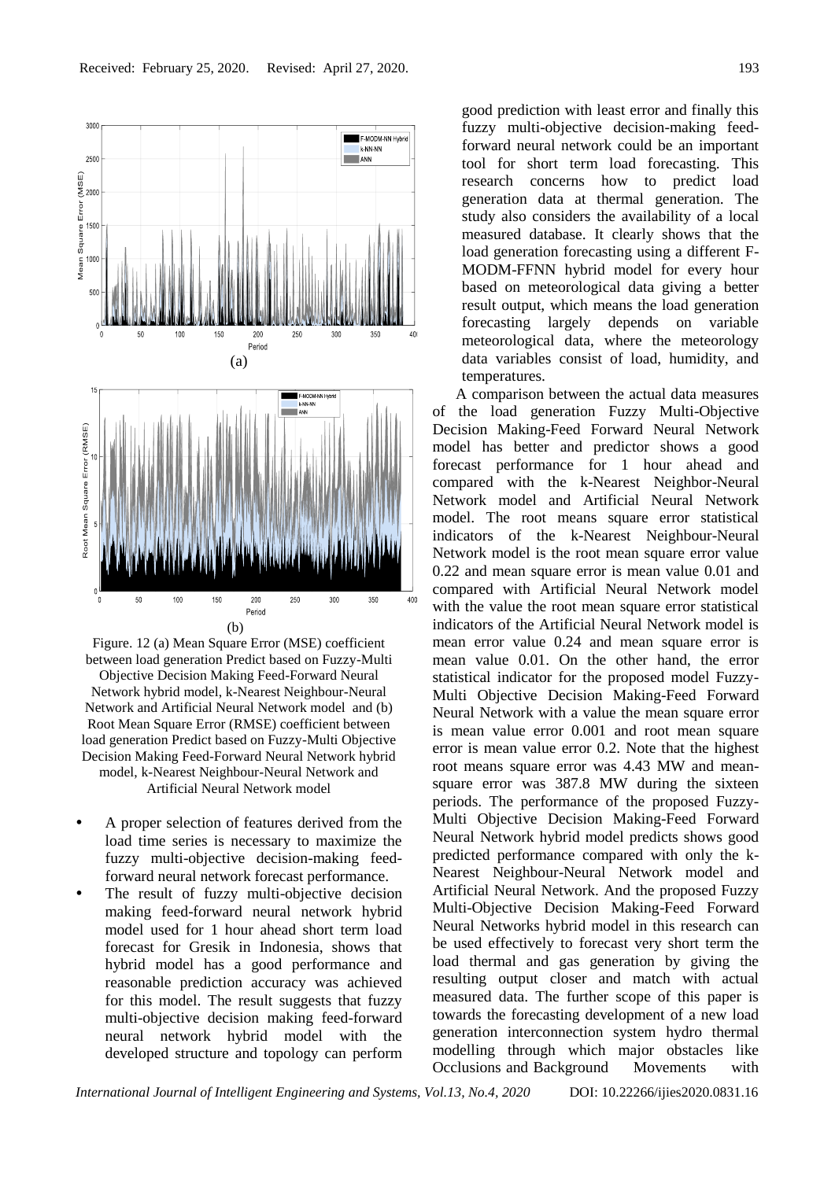Figure. 12 (a) Mean Square Error (MSE) coefficient between load generation Predict based on Fuzzy-Multi Objective Decision Making Feed-Forward Neural Network hybrid model, k-Nearest Neighbour-Neural Network and Artificial Neural Network model and (b) Root Mean Square Error (RMSE) coefficient between load generation Predict based on Fuzzy-Multi Objective Decision Making Feed-Forward Neural Network hybrid model, k-Nearest Neighbour-Neural Network and Artificial Neural Network model

- A proper selection of features derived from the load time series is necessary to maximize the fuzzy multi-objective decision-making feed-forward neural network forecast performance.
- The result of fuzzy multi-objective decision making feed-forward neural network hybrid model used for 1 hour ahead short term load forecast for Gresik in Indonesia, shows that hybrid model has a good performance and reasonable prediction accuracy was achieved for this model. The result suggests that fuzzy multi-objective decision making feed-forward neural network hybrid model with the developed structure and topology can perform good prediction with least error and finally this fuzzy multi-objective decision-making feed-forward neural network could be an important tool for short term load forecasting. This research concerns how to predict load generation data at thermal generation. The study also considers the availability of a local measured database. It clearly shows that the load generation forecasting using a different F-MODM-FFNN hybrid model for every hour based on meteorological data giving a better result output, which means the load generation forecasting largely depends on variable meteorological data, where the meteorology data variables consist of load, humidity, and temperatures.

A comparison between the actual data measures of the load generation Fuzzy Multi-Objective Decision Making-Feed Forward Neural Network model has better and predictor shows a good forecast performance for 1 hour ahead and compared with the k-Nearest Neighbor-Neural Network model and Artificial Neural Network model. The root means square error statistical indicators of the k-Nearest Neighbour-Neural Network model is the root mean square error value 0.22 and mean square error is mean value 0.01 and compared with Artificial Neural Network model with the value the root mean square error statistical indicators of the Artificial Neural Network model is mean error value 0.24 and mean square error is mean value 0.01. On the other hand, the error statistical indicator for the proposed model Fuzzy-Multi Objective Decision Making-Feed Forward Neural Network with a value the mean square error is mean value error 0.001 and root mean square error is mean value error 0.2. Note that the highest root means square error was 4.43 MW and mean-square error was 387.8 MW during the sixteen periods. The performance of the proposed Fuzzy-Multi Objective Decision Making-Feed Forward Neural Network hybrid model predicts shows good predicted performance compared with only the k-Nearest Neighbour-Neural Network model and Artificial Neural Network. And the proposed Fuzzy Multi-Objective Decision Making-Feed Forward Neural Networks hybrid model in this research can be used effectively to forecast very short term the load thermal and gas generation by giving the resulting output closer and match with actual measured data. The further scope of this paper is towards the forecasting development of a new load generation interconnection system hydro thermal modelling through which major obstacles like Occlusions and Background Movements with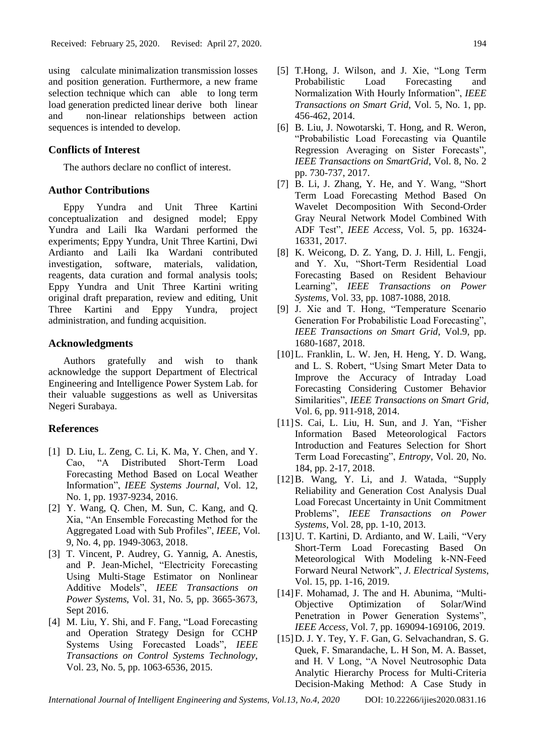using calculate minimalization transmission losses and position generation. Furthermore, a new frame selection technique which can able to long term load generation predicted linear derive both linear and non-linear relationships between action sequences is intended to develop.

## Conflicts of Interest

The authors declare no conflict of interest.

## Author Contributions

Eppy Yundra and Unit Three Kartini conceptualization and designed model; Eppy Yundra and Laili Ika Wardani performed the experiments; Eppy Yundra, Unit Three Kartini, Dwi Ardianto and Laili Ika Wardani contributed investigation, software, materials, validation, reagents, data curation and formal analysis tools; Eppy Yundra and Unit Three Kartini writing original draft preparation, review and editing, Unit Three Kartini and Eppy Yundra, project administration, and funding acquisition.

## Acknowledgments

Authors gratefully and wish to thank acknowledge the support Department of Electrical Engineering and Intelligence Power System Lab. for their valuable suggestions as well as Universitas Negeri Surabaya.

## References

[1] D. Liu, L. Zeng, C. Li, K. Ma, Y. Chen, and Y. Cao, "A Distributed Short-Term Load Forecasting Method Based on Local Weather Information", *IEEE Systems Journal*, Vol. 12, No. 1, pp. 1937-9234, 2016.

[2] Y. Wang, Q. Chen, M. Sun, C. Kang, and Q. Xia, "An Ensemble Forecasting Method for the Aggregated Load with Sub Profiles", *IEEE*, Vol. 9, No. 4, pp. 1949-3063, 2018.

[3] T. Vincent, P. Audrey, G. Yannig, A. Anestis, and P. Jean-Michel, "Electricity Forecasting Using Multi-Stage Estimator on Nonlinear Additive Models", *IEEE Transactions on Power Systems*, Vol. 31, No. 5, pp. 3665-3673, Sept 2016.

[4] M. Liu, Y. Shi, and F. Fang, "Load Forecasting and Operation Strategy Design for CCHP Systems Using Forecasted Loads", *IEEE Transactions on Control Systems Technology*, Vol. 23, No. 5, pp. 1063-6536, 2015.

[5] T.Hong, J. Wilson, and J. Xie, "Long Term Probabilistic Load Forecasting and Normalization With Hourly Information", *IEEE Transactions on Smart Grid*, Vol. 5, No. 1, pp. 456-462, 2014.

[6] B. Liu, J. Nowotarski, T. Hong, and R. Weron, "Probabilistic Load Forecasting via Quantile Regression Averaging on Sister Forecasts", *IEEE Transactions on SmartGrid*, Vol. 8, No. 2 pp. 730-737, 2017.

[7] B. Li, J. Zhang, Y. He, and Y. Wang, "Short Term Load Forecasting Method Based On Wavelet Decomposition With Second-Order Gray Neural Network Model Combined With ADF Test", *IEEE Access*, Vol. 5, pp. 16324-16331, 2017.

[8] K. Weicong, D. Z. Yang, D. J. Hill, L. Fengji, and Y. Xu, "Short-Term Residential Load Forecasting Based on Resident Behaviour Learning", *IEEE Transactions on Power Systems*, Vol. 33, pp. 1087-1088, 2018.

[9] J. Xie and T. Hong, "Temperature Scenario Generation For Probabilistic Load Forecasting", *IEEE Transactions on Smart Grid*, Vol.9, pp. 1680-1687, 2018.

[10] L. Franklin, L. W. Jen, H. Heng, Y. D. Wang, and L. S. Robert, "Using Smart Meter Data to Improve the Accuracy of Intraday Load Forecasting Considering Customer Behavior Similarities", *IEEE Transactions on Smart Grid*, Vol. 6, pp. 911-918, 2014.

[11] S. Cai, L. Liu, H. Sun, and J. Yan, "Fisher Information Based Meteorological Factors Introduction and Features Selection for Short Term Load Forecasting", *Entropy*, Vol. 20, No. 184, pp. 2-17, 2018.

[12] B. Wang, Y. Li, and J. Watada, "Supply Reliability and Generation Cost Analysis Dual Load Forecast Uncertainty in Unit Commitment Problems", *IEEE Transactions on Power Systems*, Vol. 28, pp. 1-10, 2013.

[13] U. T. Kartini, D. Ardianto, and W. Laili, "Very Short-Term Load Forecasting Based On Meteorological With Modeling k-NN-Feed Forward Neural Network", *J. Electrical Systems*, Vol. 15, pp. 1-16, 2019.

[14] F. Mohamad, J. The and H. Abunima, "Multi-Objective Optimization of Solar/Wind Penetration in Power Generation Systems", *IEEE Access*, Vol. 7, pp. 169094-169106, 2019.

[15] D. J. Y. Tey, Y. F. Gan, G. Selvachandran, S. G. Quek, F. Smarandache, L. H Son, M. A. Basset, and H. V Long, "A Novel Neutrosophic Data Analytic Hierarchy Process for Multi-Criteria Decision-Making Method: A Case Study in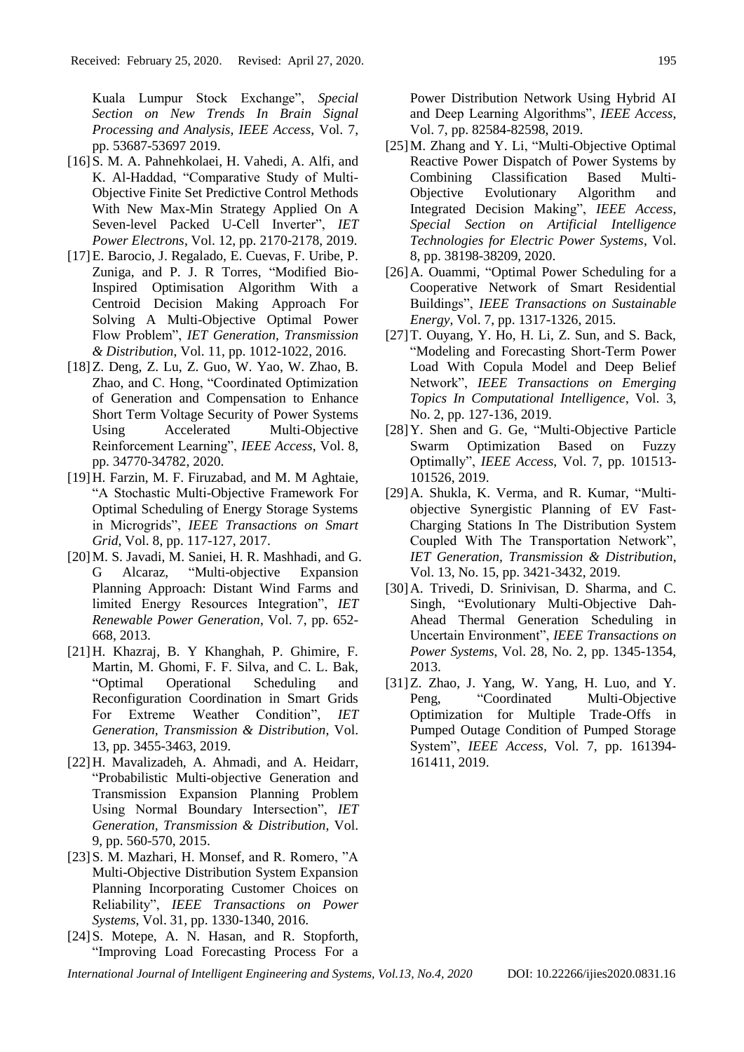Kuala Lumpur Stock Exchange", *Special Section on New Trends In Brain Signal Processing and Analysis, IEEE Access*, Vol. 7, pp. 53687-53697 2019.

[16] S. M. A. Pahnehkolaei, H. Vahedi, A. Alfi, and K. Al-Haddad, "Comparative Study of Multi-Objective Finite Set Predictive Control Methods With New Max-Min Strategy Applied On A Seven-level Packed U-Cell Inverter", *IET Power Electrons*, Vol. 12, pp. 2170-2178, 2019.

[17] E. Barocio, J. Regalado, E. Cuevas, F. Uribe, P. Zuniga, and P. J. R Torres, "Modified Bio-Inspired Optimisation Algorithm With a Centroid Decision Making Approach For Solving A Multi-Objective Optimal Power Flow Problem", *IET Generation, Transmission & Distribution*, Vol. 11, pp. 1012-1022, 2016.

[18] Z. Deng, Z. Lu, Z. Guo, W. Yao, W. Zhao, B. Zhao, and C. Hong, "Coordinated Optimization of Generation and Compensation to Enhance Short Term Voltage Security of Power Systems Using Accelerated Multi-Objective Reinforcement Learning", *IEEE Access*, Vol. 8, pp. 34770-34782, 2020.

[19] H. Farzin, M. F. Firuzabad, and M. M Aghtaie, "A Stochastic Multi-Objective Framework For Optimal Scheduling of Energy Storage Systems in Microgrids", *IEEE Transactions on Smart Grid*, Vol. 8, pp. 117-127, 2017.

[20] M. S. Javadi, M. Saniei, H. R. Mashhadi, and G. G Alcaraz, "Multi-objective Expansion Planning Approach: Distant Wind Farms and limited Energy Resources Integration", *IET Renewable Power Generation*, Vol. 7, pp. 652-668, 2013.

[21] H. Khazraj, B. Y Khanghah, P. Ghimire, F. Martin, M. Ghomi, F. F. Silva, and C. L. Bak, "Optimal Operational Scheduling and Reconfiguration Coordination in Smart Grids For Extreme Weather Condition", *IET Generation, Transmission & Distribution*, Vol. 13, pp. 3455-3463, 2019.

[22] H. Mavalizadeh, A. Ahmadi, and A. Heidarr, "Probabilistic Multi-objective Generation and Transmission Expansion Planning Problem Using Normal Boundary Intersection", *IET Generation, Transmission & Distribution*, Vol. 9, pp. 560-570, 2015.

[23] S. M. Mazhari, H. Monsef, and R. Romero, "A Multi-Objective Distribution System Expansion Planning Incorporating Customer Choices on Reliability", *IEEE Transactions on Power Systems*, Vol. 31, pp. 1330-1340, 2016.

[24] S. Motepe, A. N. Hasan, and R. Stopforth, "Improving Load Forecasting Process For a Power Distribution Network Using Hybrid AI and Deep Learning Algorithms", *IEEE Access*, Vol. 7, pp. 82584-82598, 2019.

[25] M. Zhang and Y. Li, "Multi-Objective Optimal Reactive Power Dispatch of Power Systems by Combining Classification Based Multi-Objective Evolutionary Algorithm and Integrated Decision Making", *IEEE Access, Special Section on Artificial Intelligence Technologies for Electric Power Systems*, Vol. 8, pp. 38198-38209, 2020.

[26] A. Ouammi, "Optimal Power Scheduling for a Cooperative Network of Smart Residential Buildings", *IEEE Transactions on Sustainable Energy*, Vol. 7, pp. 1317-1326, 2015.

[27] T. Ouyang, Y. Ho, H. Li, Z. Sun, and S. Back, "Modeling and Forecasting Short-Term Power Load With Copula Model and Deep Belief Network", *IEEE Transactions on Emerging Topics In Computational Intelligence*, Vol. 3, No. 2, pp. 127-136, 2019.

[28] Y. Shen and G. Ge, "Multi-Objective Particle Swarm Optimization Based on Fuzzy Optimally", *IEEE Access*, Vol. 7, pp. 101513-101526, 2019.

[29] A. Shukla, K. Verma, and R. Kumar, "Multi-objective Synergistic Planning of EV Fast-Charging Stations In The Distribution System Coupled With The Transportation Network", *IET Generation, Transmission & Distribution*, Vol. 13, No. 15, pp. 3421-3432, 2019.

[30] A. Trivedi, D. Srinivisan, D. Sharma, and C. Singh, "Evolutionary Multi-Objective Dah-Ahead Thermal Generation Scheduling in Uncertain Environment", *IEEE Transactions on Power Systems*, Vol. 28, No. 2, pp. 1345-1354, 2013.

[31] Z. Zhao, J. Yang, W. Yang, H. Luo, and Y. Peng, "Coordinated Multi-Objective Optimization for Multiple Trade-Offs in Pumped Outage Condition of Pumped Storage System", *IEEE Access*, Vol. 7, pp. 161394-161411, 2019.